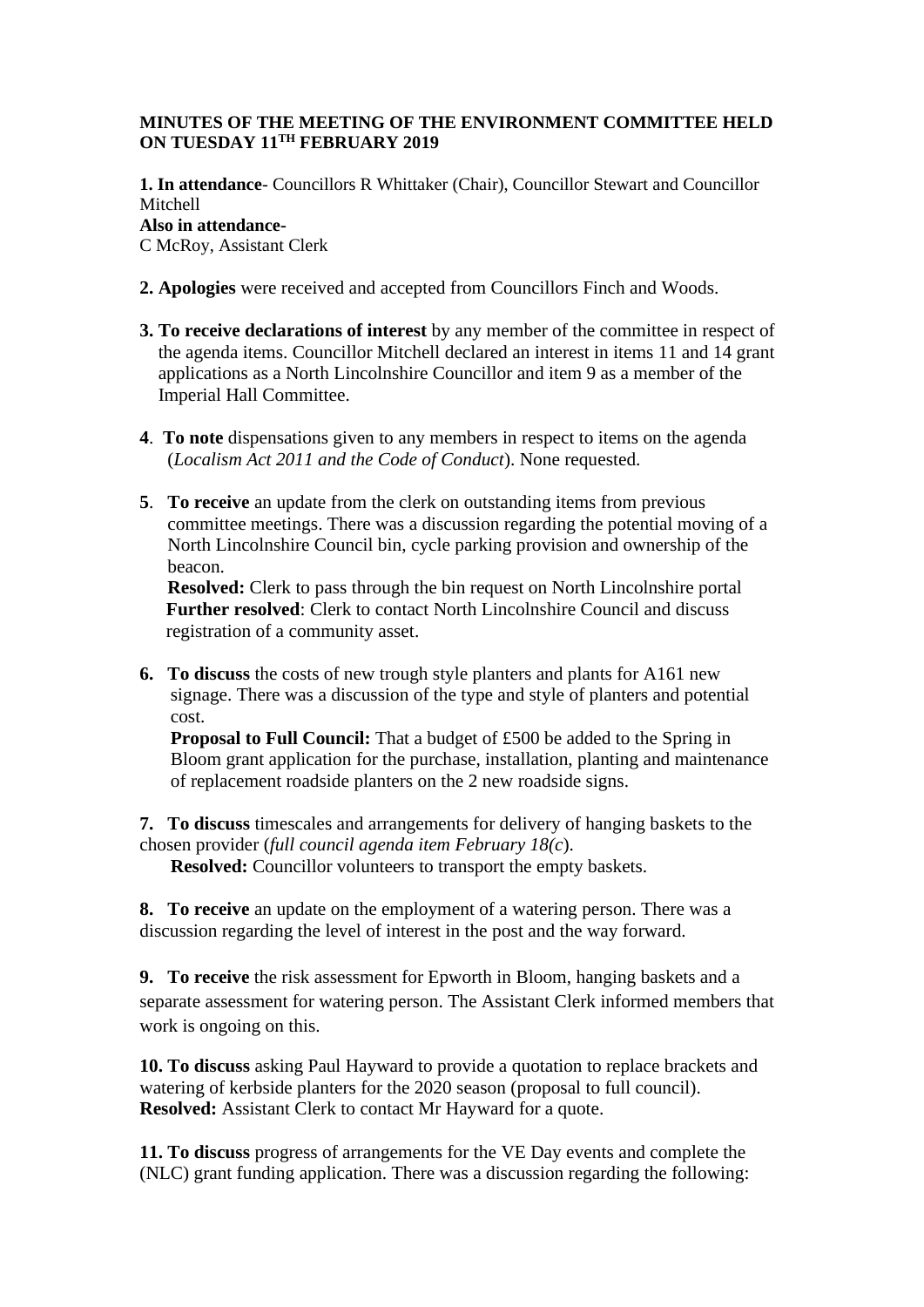**MINUTES OF THE MEETING OF THE ENVIRONMENT COMMITTEE HELD ON TUESDAY 11$^{TH}$ FEBRUARY 2019**

**1. In attendance**- Councillors R Whittaker (Chair), Councillor Stewart and Councillor Mitchell
**Also in attendance-**
C McRoy, Assistant Clerk

**2. Apologies** were received and accepted from Councillors Finch and Woods.

**3. To receive declarations of interest** by any member of the committee in respect of the agenda items. Councillor Mitchell declared an interest in items 11 and 14 grant applications as a North Lincolnshire Councillor and item 9 as a member of the Imperial Hall Committee.

**4**. **To note** dispensations given to any members in respect to items on the agenda (*Localism Act 2011 and the Code of Conduct*). None requested.

**5**. **To receive** an update from the clerk on outstanding items from previous committee meetings. There was a discussion regarding the potential moving of a North Lincolnshire Council bin, cycle parking provision and ownership of the beacon.
**Resolved:** Clerk to pass through the bin request on North Lincolnshire portal
**Further resolved**: Clerk to contact North Lincolnshire Council and discuss registration of a community asset.

**6. To discuss** the costs of new trough style planters and plants for A161 new signage. There was a discussion of the type and style of planters and potential cost.
**Proposal to Full Council:** That a budget of £500 be added to the Spring in Bloom grant application for the purchase, installation, planting and maintenance of replacement roadside planters on the 2 new roadside signs.

**7. To discuss** timescales and arrangements for delivery of hanging baskets to the chosen provider (*full council agenda item February 18(c*).
**Resolved:** Councillor volunteers to transport the empty baskets.

**8. To receive** an update on the employment of a watering person. There was a discussion regarding the level of interest in the post and the way forward.

**9. To receive** the risk assessment for Epworth in Bloom, hanging baskets and a separate assessment for watering person. The Assistant Clerk informed members that work is ongoing on this.

**10. To discuss** asking Paul Hayward to provide a quotation to replace brackets and watering of kerbside planters for the 2020 season (proposal to full council).
**Resolved:** Assistant Clerk to contact Mr Hayward for a quote.

**11. To discuss** progress of arrangements for the VE Day events and complete the (NLC) grant funding application. There was a discussion regarding the following: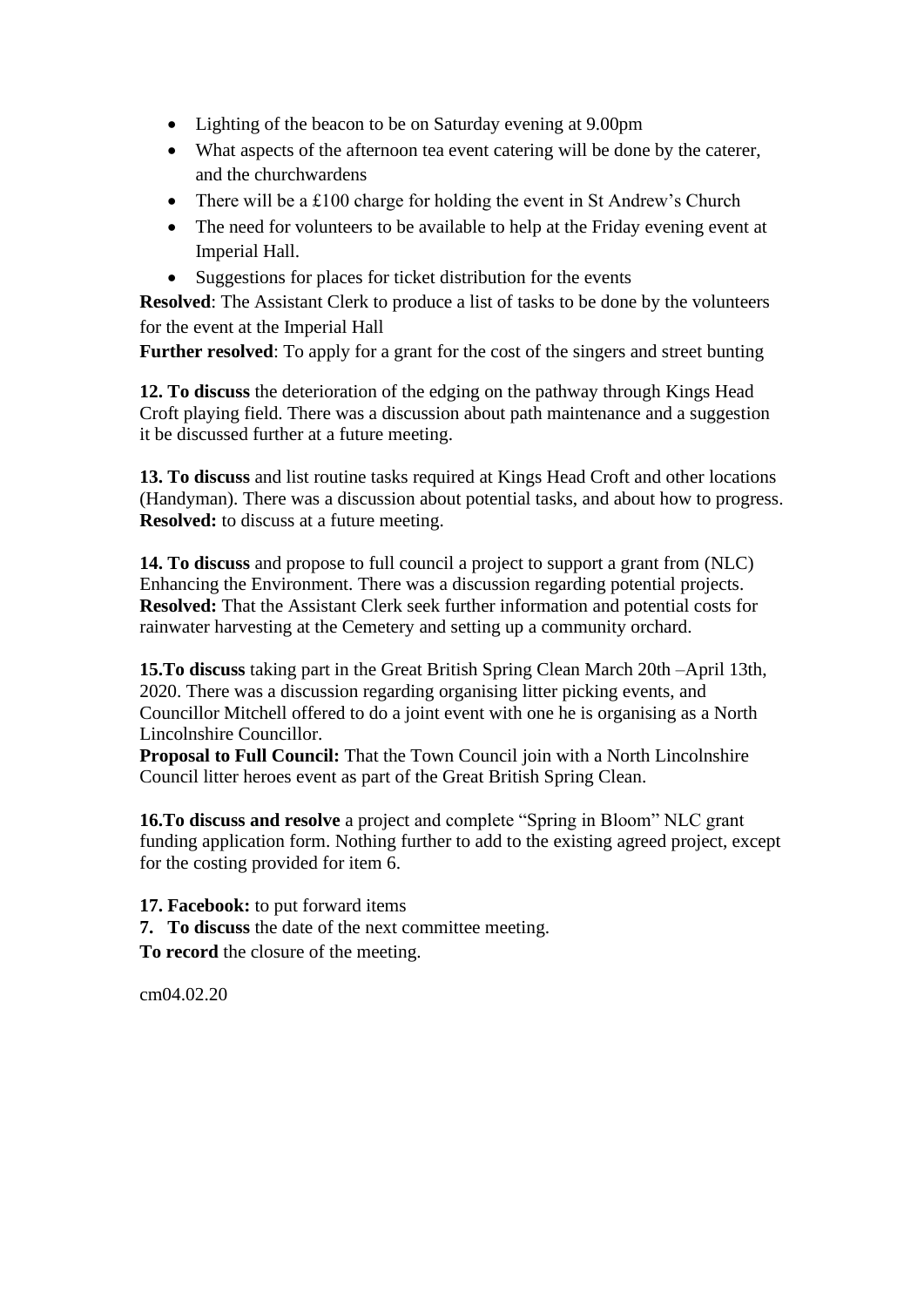- Lighting of the beacon to be on Saturday evening at 9.00pm
- What aspects of the afternoon tea event catering will be done by the caterer, and the churchwardens
- There will be a £100 charge for holding the event in St Andrew's Church
- The need for volunteers to be available to help at the Friday evening event at Imperial Hall.
- Suggestions for places for ticket distribution for the events

**Resolved**: The Assistant Clerk to produce a list of tasks to be done by the volunteers for the event at the Imperial Hall

**Further resolved**: To apply for a grant for the cost of the singers and street bunting

**12. To discuss** the deterioration of the edging on the pathway through Kings Head Croft playing field. There was a discussion about path maintenance and a suggestion it be discussed further at a future meeting.

**13. To discuss** and list routine tasks required at Kings Head Croft and other locations (Handyman). There was a discussion about potential tasks, and about how to progress. **Resolved:** to discuss at a future meeting.

**14. To discuss** and propose to full council a project to support a grant from (NLC) Enhancing the Environment. There was a discussion regarding potential projects. **Resolved:** That the Assistant Clerk seek further information and potential costs for rainwater harvesting at the Cemetery and setting up a community orchard.

**15.To discuss** taking part in the Great British Spring Clean March 20th –April 13th, 2020. There was a discussion regarding organising litter picking events, and Councillor Mitchell offered to do a joint event with one he is organising as a North Lincolnshire Councillor.

**Proposal to Full Council:** That the Town Council join with a North Lincolnshire Council litter heroes event as part of the Great British Spring Clean.

**16.To discuss and resolve** a project and complete "Spring in Bloom" NLC grant funding application form. Nothing further to add to the existing agreed project, except for the costing provided for item 6.

**17. Facebook:** to put forward items

**7. To discuss** the date of the next committee meeting.

**To record** the closure of the meeting.

cm04.02.20